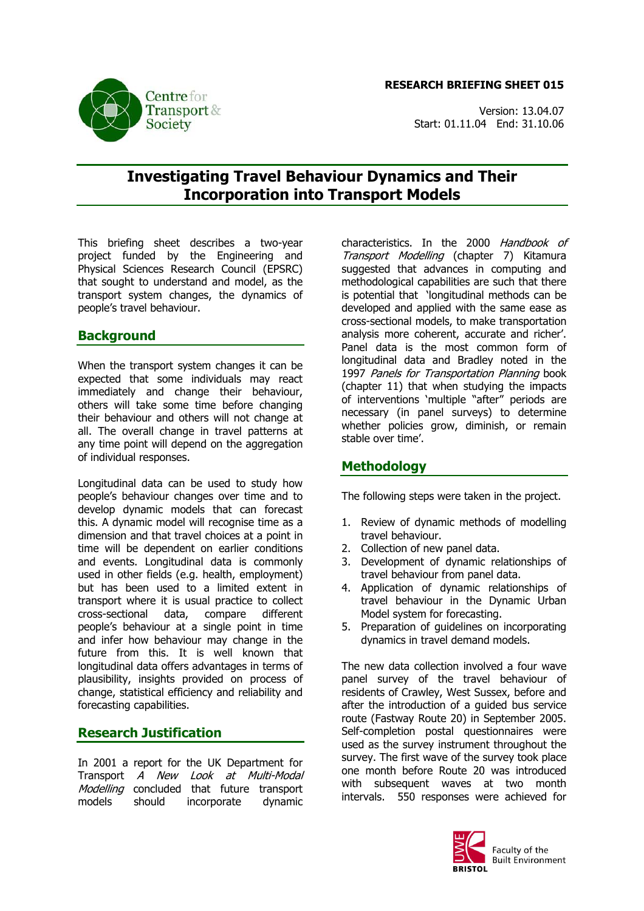**RESEARCH BRIEFING SHEET 015**

Version: 13.04.07
Start: 01.11.04 End: 31.10.06

# Investigating Travel Behaviour Dynamics and Their Incorporation into Transport Models

This briefing sheet describes a two-year project funded by the Engineering and Physical Sciences Research Council (EPSRC) that sought to understand and model, as the transport system changes, the dynamics of people's travel behaviour.

## Background

When the transport system changes it can be expected that some individuals may react immediately and change their behaviour, others will take some time before changing their behaviour and others will not change at all. The overall change in travel patterns at any time point will depend on the aggregation of individual responses.

Longitudinal data can be used to study how people's behaviour changes over time and to develop dynamic models that can forecast this. A dynamic model will recognise time as a dimension and that travel choices at a point in time will be dependent on earlier conditions and events. Longitudinal data is commonly used in other fields (e.g. health, employment) but has been used to a limited extent in transport where it is usual practice to collect cross-sectional data, compare different people's behaviour at a single point in time and infer how behaviour may change in the future from this. It is well known that longitudinal data offers advantages in terms of plausibility, insights provided on process of change, statistical efficiency and reliability and forecasting capabilities.

## Research Justification

In 2001 a report for the UK Department for Transport *A New Look at Multi-Modal Modelling* concluded that future transport models should incorporate dynamic characteristics. In the 2000 *Handbook of Transport Modelling* (chapter 7) Kitamura suggested that advances in computing and methodological capabilities are such that there is potential that 'longitudinal methods can be developed and applied with the same ease as cross-sectional models, to make transportation analysis more coherent, accurate and richer'. Panel data is the most common form of longitudinal data and Bradley noted in the 1997 *Panels for Transportation Planning* book (chapter 11) that when studying the impacts of interventions 'multiple "after" periods are necessary (in panel surveys) to determine whether policies grow, diminish, or remain stable over time'.

## Methodology

The following steps were taken in the project.

1. Review of dynamic methods of modelling travel behaviour.
2. Collection of new panel data.
3. Development of dynamic relationships of travel behaviour from panel data.
4. Application of dynamic relationships of travel behaviour in the Dynamic Urban Model system for forecasting.
5. Preparation of guidelines on incorporating dynamics in travel demand models.

The new data collection involved a four wave panel survey of the travel behaviour of residents of Crawley, West Sussex, before and after the introduction of a guided bus service route (Fastway Route 20) in September 2005. Self-completion postal questionnaires were used as the survey instrument throughout the survey. The first wave of the survey took place one month before Route 20 was introduced with subsequent waves at two month intervals. 550 responses were achieved for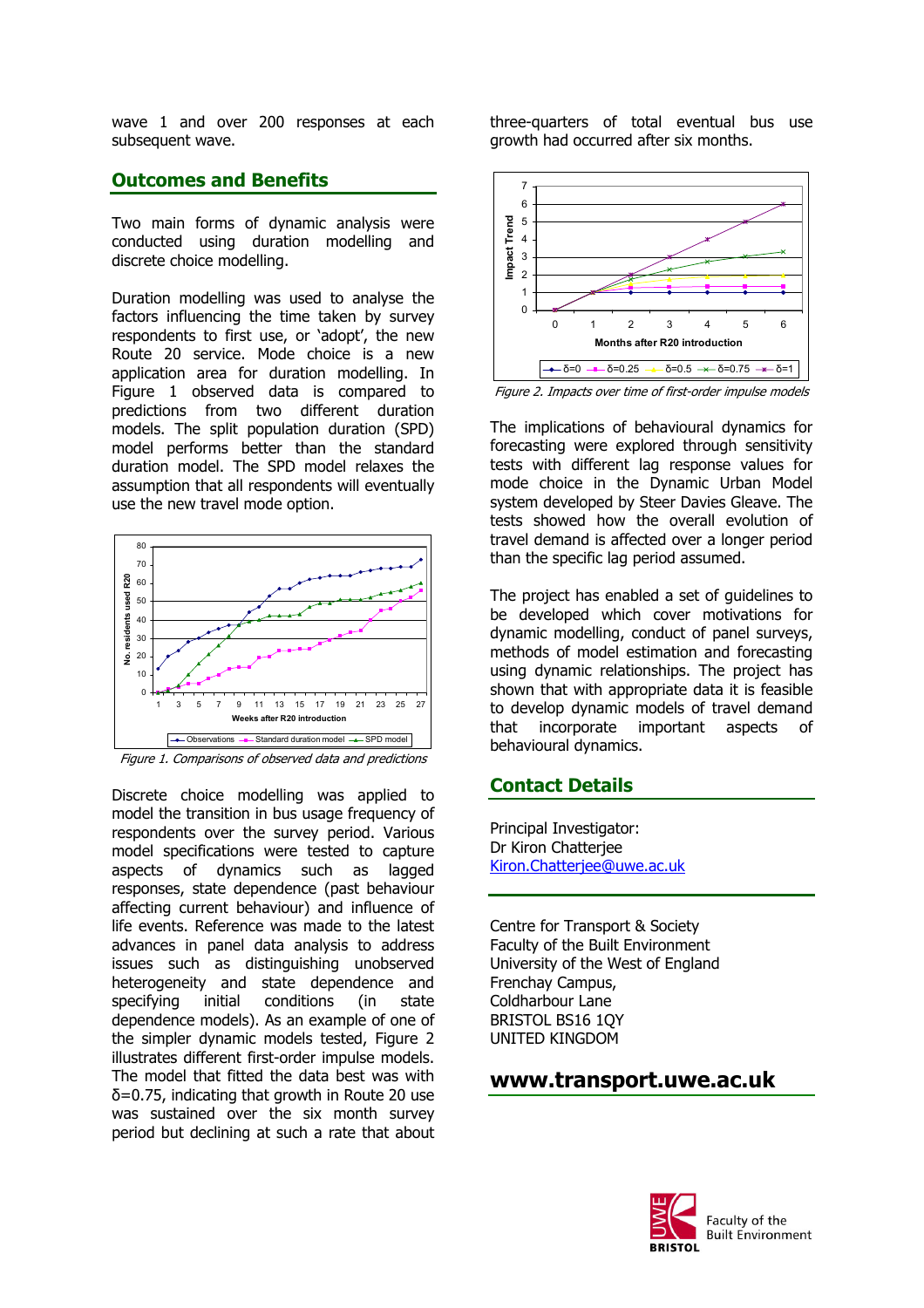wave 1 and over 200 responses at each subsequent wave.

## Outcomes and Benefits

Two main forms of dynamic analysis were conducted using duration modelling and discrete choice modelling.

Duration modelling was used to analyse the factors influencing the time taken by survey respondents to first use, or 'adopt', the new Route 20 service. Mode choice is a new application area for duration modelling. In Figure 1 observed data is compared to predictions from two different duration models. The split population duration (SPD) model performs better than the standard duration model. The SPD model relaxes the assumption that all respondents will eventually use the new travel mode option.

No. residents used R20

0 10 20 30 40 50 60 70 80

1 3 5 7 9 11 13 15 17 19 21 23 25 27

Weeks after R20 introduction

Observations — Standard duration model — SPD model

*Figure 1. Comparisons of observed data and predictions*

Discrete choice modelling was applied to model the transition in bus usage frequency of respondents over the survey period. Various model specifications were tested to capture aspects of dynamics such as lagged responses, state dependence (past behaviour affecting current behaviour) and influence of life events. Reference was made to the latest advances in panel data analysis to address issues such as distinguishing unobserved heterogeneity and state dependence and specifying initial conditions (in state dependence models). As an example of one of the simpler dynamic models tested, Figure 2 illustrates different first-order impulse models. The model that fitted the data best was with $\delta$=0.75, indicating that growth in Route 20 use was sustained over the six month survey period but declining at such a rate that about three-quarters of total eventual bus use growth had occurred after six months.

Impact Trend

0 1 2 3 4 5 6 7

0 1 2 3 4 5 6

Months after R20 introduction

$\delta$=0 — $\delta$=0.25 — $\delta$=0.5 — $\delta$=0.75 — $\delta$=1

*Figure 2. Impacts over time of first-order impulse models*

The implications of behavioural dynamics for forecasting were explored through sensitivity tests with different lag response values for mode choice in the Dynamic Urban Model system developed by Steer Davies Gleave. The tests showed how the overall evolution of travel demand is affected over a longer period than the specific lag period assumed.

The project has enabled a set of guidelines to be developed which cover motivations for dynamic modelling, conduct of panel surveys, methods of model estimation and forecasting using dynamic relationships. The project has shown that with appropriate data it is feasible to develop dynamic models of travel demand that incorporate important aspects of behavioural dynamics.

## Contact Details

Principal Investigator:
Dr Kiron Chatterjee
Kiron.Chatterjee@uwe.ac.uk

Centre for Transport & Society
Faculty of the Built Environment
University of the West of England
Frenchay Campus,
Coldharbour Lane
BRISTOL BS16 1QY
UNITED KINGDOM

## www.transport.uwe.ac.uk

UWE BRISTOL Faculty of the Built Environment